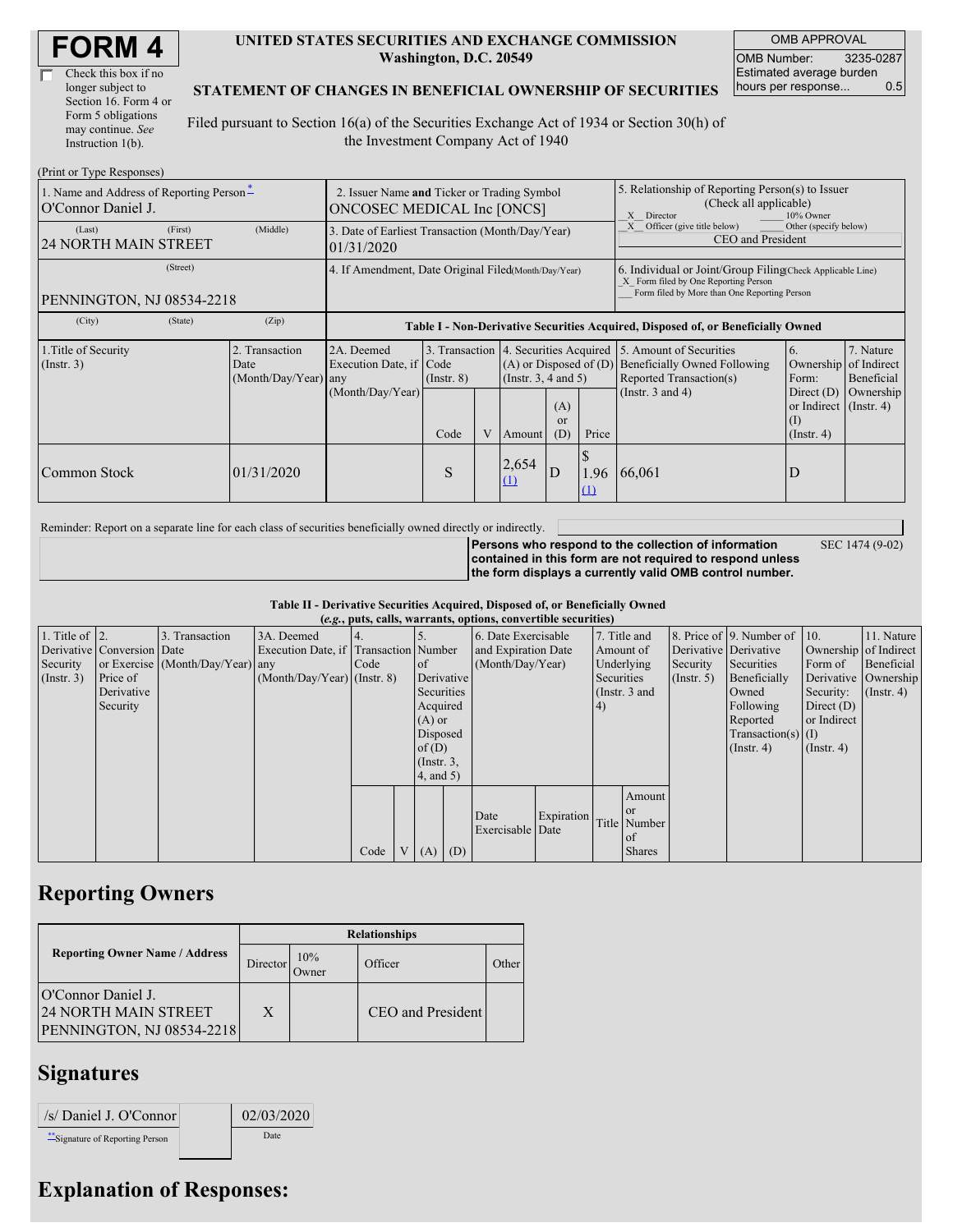# FORM 4

☐ Check this box if no longer subject to Section 16. Form 4 or Form 5 obligations may continue. *See* Instruction 1(b).

**UNITED STATES SECURITIES AND EXCHANGE COMMISSION**
**Washington, D.C. 20549**

**STATEMENT OF CHANGES IN BENEFICIAL OWNERSHIP OF SECURITIES**

Filed pursuant to Section 16(a) of the Securities Exchange Act of 1934 or Section 30(h) of the Investment Company Act of 1940

| OMB APPROVAL | |
|---|---|
| OMB Number: | 3235-0287 |
| Estimated average burden hours per response... | 0.5 |

(Print or Type Responses)

| 1. Name and Address of Reporting Person * | 2. Issuer Name and Ticker or Trading Symbol | 5. Relationship of Reporting Person(s) to Issuer (Check all applicable) |
|---|---|---|
| O'Connor Daniel J. | ONCOSEC MEDICAL Inc [ONCS] | _X_ Director ___ 10% Owner |
| (Last) (First) (Middle) 24 NORTH MAIN STREET | 3. Date of Earliest Transaction (Month/Day/Year) 01/31/2020 | _X_ Officer (give title below) ___ Other (specify below) CEO and President |
| (Street) PENNINGTON, NJ 08534-2218 | 4. If Amendment, Date Original Filed (Month/Day/Year) | 6. Individual or Joint/Group Filing (Check Applicable Line) _X_ Form filed by One Reporting Person ___ Form filed by More than One Reporting Person |
| (City) (State) (Zip) | | |

**Table I - Non-Derivative Securities Acquired, Disposed of, or Beneficially Owned**

| 1.Title of Security (Instr. 3) | 2. Transaction Date (Month/Day/Year) | 2A. Deemed Execution Date, if any (Month/Day/Year) | 3. Transaction Code (Instr. 8) | | 4. Securities Acquired (A) or Disposed of (D) (Instr. 3, 4 and 5) | | | 5. Amount of Securities Beneficially Owned Following Reported Transaction(s) (Instr. 3 and 4) | 6. Ownership Form: Direct (D) or Indirect (I) (Instr. 4) | 7. Nature of Indirect Beneficial Ownership (Instr. 4) |
|---|---|---|---|---|---|---|---|---|---|---|
| | | | Code | V | Amount | (A) or (D) | Price | | | |
| Common Stock | 01/31/2020 | | S | | 2,654 (1) | D | $ 1.96 (1) | 66,061 | D | |

Reminder: Report on a separate line for each class of securities beneficially owned directly or indirectly.

**Persons who respond to the collection of information contained in this form are not required to respond unless the form displays a currently valid OMB control number.** SEC 1474 (9-02)

**Table II - Derivative Securities Acquired, Disposed of, or Beneficially Owned**
**(*e.g.*, puts, calls, warrants, options, convertible securities)**

| 1. Title of Derivative Security (Instr. 3) | 2. Conversion or Exercise Price of Derivative Security | 3. Transaction Date (Month/Day/Year) | 3A. Deemed Execution Date, if any (Month/Day/Year) | 4. Transaction Code (Instr. 8) | | 5. Number of Derivative Securities Acquired (A) or Disposed of (D) (Instr. 3, 4, and 5) | | 6. Date Exercisable and Expiration Date (Month/Day/Year) | | 7. Title and Amount of Underlying Securities (Instr. 3 and 4) | | 8. Price of Derivative Security (Instr. 5) | 9. Number of Derivative Securities Beneficially Owned Following Reported Transaction(s) (Instr. 4) | 10. Ownership Form of Derivative Security: Direct (D) or Indirect (I) (Instr. 4) | 11. Nature of Indirect Beneficial Ownership (Instr. 4) |
|---|---|---|---|---|---|---|---|---|---|---|---|---|---|---|---|
| | | | | Code | V | (A) | (D) | Date Exercisable | Expiration Date | Title | Amount or Number of Shares | | | | |

## Reporting Owners

| Reporting Owner Name / Address | Relationships | | | |
|---|---|---|---|---|
| | Director | 10% Owner | Officer | Other |
| O'Connor Daniel J. 24 NORTH MAIN STREET PENNINGTON, NJ 08534-2218 | X | | CEO and President | |

## Signatures

| /s/ Daniel J. O'Connor | 02/03/2020 |
|---|---|
| ** Signature of Reporting Person | Date |

## Explanation of Responses: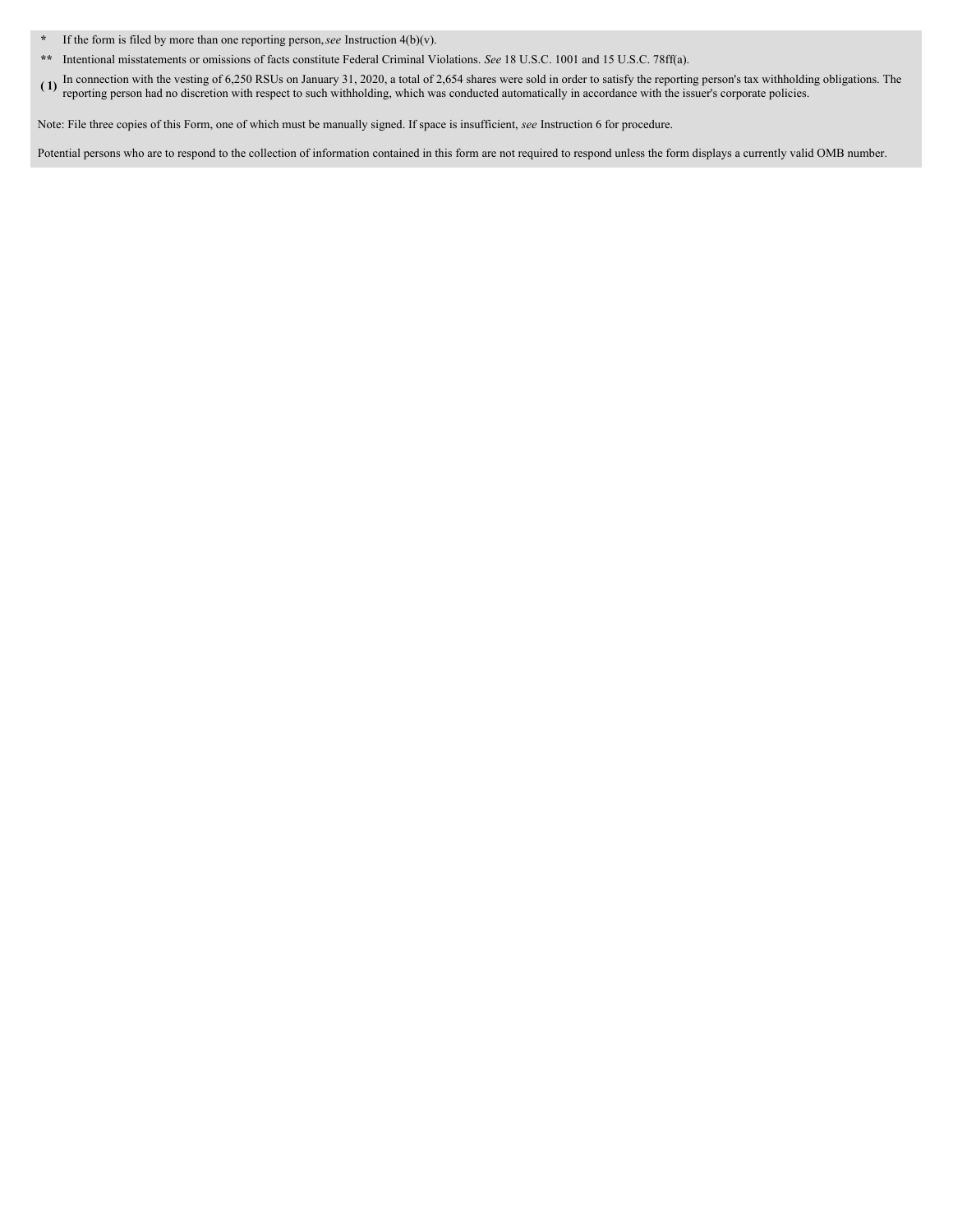\* If the form is filed by more than one reporting person, *see* Instruction 4(b)(v).

\*\* Intentional misstatements or omissions of facts constitute Federal Criminal Violations. *See* 18 U.S.C. 1001 and 15 U.S.C. 78ff(a).

(1) In connection with the vesting of 6,250 RSUs on January 31, 2020, a total of 2,654 shares were sold in order to satisfy the reporting person's tax withholding obligations. The reporting person had no discretion with respect to such withholding, which was conducted automatically in accordance with the issuer's corporate policies.

Note: File three copies of this Form, one of which must be manually signed. If space is insufficient, *see* Instruction 6 for procedure.

Potential persons who are to respond to the collection of information contained in this form are not required to respond unless the form displays a currently valid OMB number.